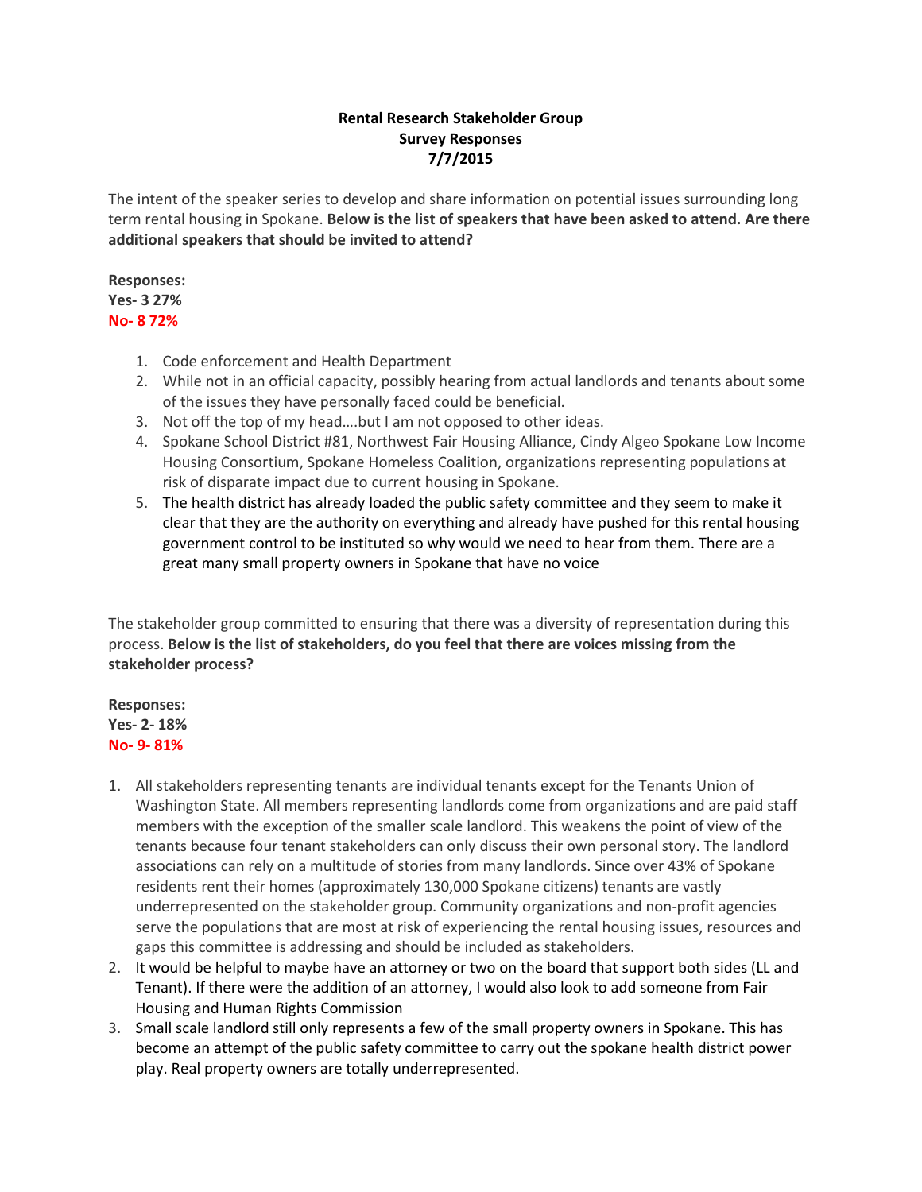**Rental Research Stakeholder Group**
**Survey Responses**
**7/7/2015**

The intent of the speaker series to develop and share information on potential issues surrounding long term rental housing in Spokane. **Below is the list of speakers that have been asked to attend. Are there additional speakers that should be invited to attend?**

**Responses:**
**Yes- 3 27%**
**No- 8 72%**

1. Code enforcement and Health Department
2. While not in an official capacity, possibly hearing from actual landlords and tenants about some of the issues they have personally faced could be beneficial.
3. Not off the top of my head….but I am not opposed to other ideas.
4. Spokane School District #81, Northwest Fair Housing Alliance, Cindy Algeo Spokane Low Income Housing Consortium, Spokane Homeless Coalition, organizations representing populations at risk of disparate impact due to current housing in Spokane.
5. The health district has already loaded the public safety committee and they seem to make it clear that they are the authority on everything and already have pushed for this rental housing government control to be instituted so why would we need to hear from them. There are a great many small property owners in Spokane that have no voice

The stakeholder group committed to ensuring that there was a diversity of representation during this process. **Below is the list of stakeholders, do you feel that there are voices missing from the stakeholder process?**

**Responses:**
**Yes- 2- 18%**
**No- 9- 81%**

1. All stakeholders representing tenants are individual tenants except for the Tenants Union of Washington State. All members representing landlords come from organizations and are paid staff members with the exception of the smaller scale landlord. This weakens the point of view of the tenants because four tenant stakeholders can only discuss their own personal story. The landlord associations can rely on a multitude of stories from many landlords. Since over 43% of Spokane residents rent their homes (approximately 130,000 Spokane citizens) tenants are vastly underrepresented on the stakeholder group. Community organizations and non-profit agencies serve the populations that are most at risk of experiencing the rental housing issues, resources and gaps this committee is addressing and should be included as stakeholders.
2. It would be helpful to maybe have an attorney or two on the board that support both sides (LL and Tenant). If there were the addition of an attorney, I would also look to add someone from Fair Housing and Human Rights Commission
3. Small scale landlord still only represents a few of the small property owners in Spokane. This has become an attempt of the public safety committee to carry out the spokane health district power play. Real property owners are totally underrepresented.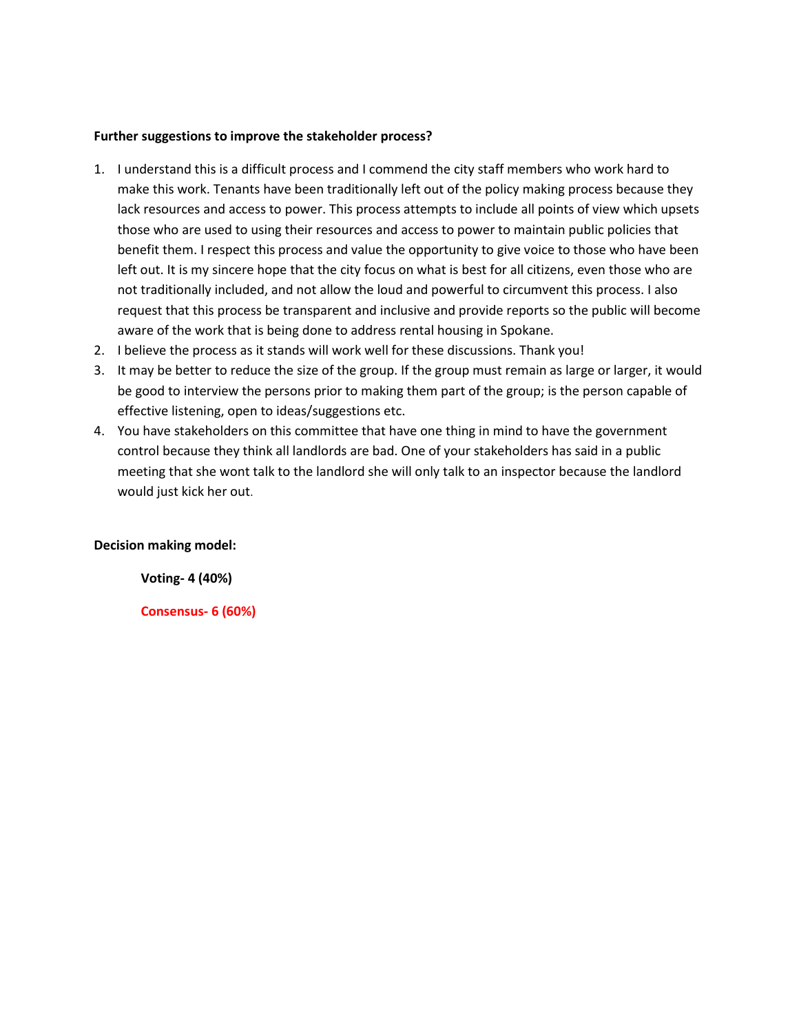**Further suggestions to improve the stakeholder process?**

1. I understand this is a difficult process and I commend the city staff members who work hard to make this work. Tenants have been traditionally left out of the policy making process because they lack resources and access to power. This process attempts to include all points of view which upsets those who are used to using their resources and access to power to maintain public policies that benefit them. I respect this process and value the opportunity to give voice to those who have been left out. It is my sincere hope that the city focus on what is best for all citizens, even those who are not traditionally included, and not allow the loud and powerful to circumvent this process. I also request that this process be transparent and inclusive and provide reports so the public will become aware of the work that is being done to address rental housing in Spokane.
2. I believe the process as it stands will work well for these discussions. Thank you!
3. It may be better to reduce the size of the group. If the group must remain as large or larger, it would be good to interview the persons prior to making them part of the group; is the person capable of effective listening, open to ideas/suggestions etc.
4. You have stakeholders on this committee that have one thing in mind to have the government control because they think all landlords are bad. One of your stakeholders has said in a public meeting that she wont talk to the landlord she will only talk to an inspector because the landlord would just kick her out.

**Decision making model:**

**Voting- 4 (40%)**

**Consensus- 6 (60%)**